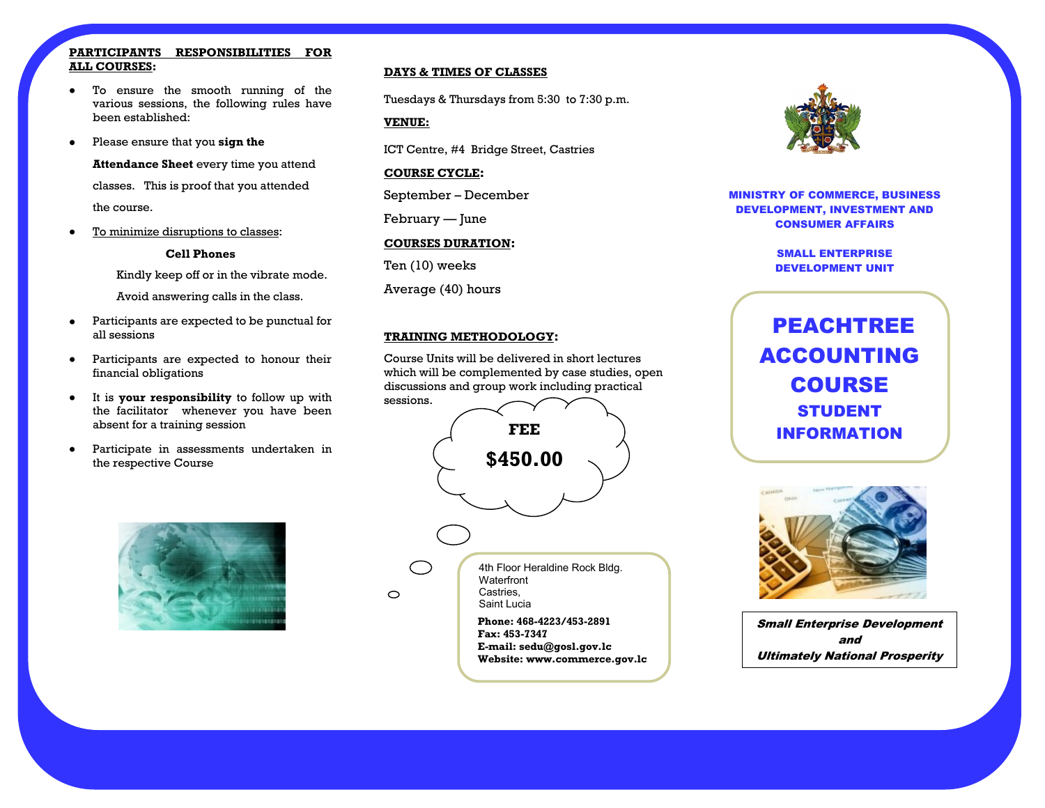## PARTICIPANTS RESPONSIBILITIES FOR ALL COURSES:

- To ensure the smooth running of the various sessions, the following rules have been established:
- Please ensure that you **sign the Attendance Sheet** every time you attend classes. This is proof that you attended the course.
- To minimize disruptions to classes:

  **Cell Phones**

  Kindly keep off or in the vibrate mode.

  Avoid answering calls in the class.
- Participants are expected to be punctual for all sessions
- Participants are expected to honour their financial obligations
- It is **your responsibility** to follow up with the facilitator whenever you have been absent for a training session
- Participate in assessments undertaken in the respective Course

## DAYS & TIMES OF CLASSES

Tuesdays & Thursdays from 5:30 to 7:30 p.m.

## VENUE:

ICT Centre, #4 Bridge Street, Castries

## COURSE CYCLE:

September – December

February — June

## COURSES DURATION:

Ten (10) weeks

Average (40) hours

## TRAINING METHODOLOGY:

Course Units will be delivered in short lectures which will be complemented by case studies, open discussions and group work including practical sessions.

**FEE**

**$450.00**

4th Floor Heraldine Rock Bldg.
Waterfront
Castries,
Saint Lucia

**Phone: 468-4223/453-2891**
**Fax: 453-7347**
**E-mail: sedu@gosl.gov.lc**
**Website: www.commerce.gov.lc**

**MINISTRY OF COMMERCE, BUSINESS DEVELOPMENT, INVESTMENT AND CONSUMER AFFAIRS**

**SMALL ENTERPRISE DEVELOPMENT UNIT**

# PEACHTREE ACCOUNTING COURSE

## STUDENT INFORMATION

***Small Enterprise Development and Ultimately National Prosperity***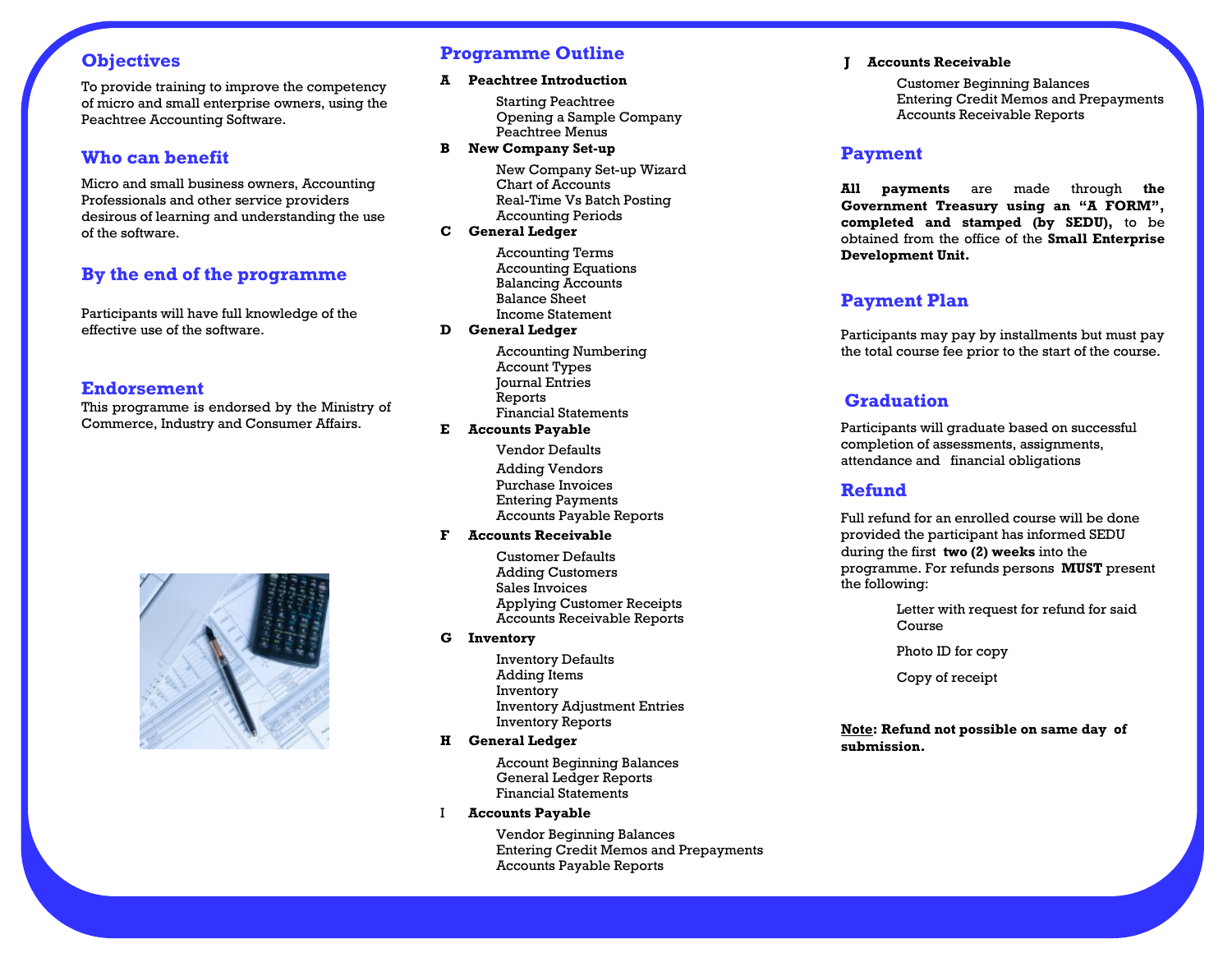## Objectives

To provide training to improve the competency of micro and small enterprise owners, using the Peachtree Accounting Software.

## Who can benefit

Micro and small business owners, Accounting Professionals and other service providers desirous of learning and understanding the use of the software.

## By the end of the programme

Participants will have full knowledge of the effective use of the software.

## Endorsement

This programme is endorsed by the Ministry of Commerce, Industry and Consumer Affairs.

## Programme Outline

**A Peachtree Introduction**

- Starting Peachtree
- Opening a Sample Company
- Peachtree Menus

**B New Company Set-up**

- New Company Set-up Wizard
- Chart of Accounts
- Real-Time Vs Batch Posting
- Accounting Periods

**C General Ledger**

- Accounting Terms
- Accounting Equations
- Balancing Accounts
- Balance Sheet
- Income Statement

**D General Ledger**

- Accounting Numbering
- Account Types
- Journal Entries
- Reports
- Financial Statements

**E Accounts Payable**

- Vendor Defaults
- Adding Vendors
- Purchase Invoices
- Entering Payments
- Accounts Payable Reports

**F Accounts Receivable**

- Customer Defaults
- Adding Customers
- Sales Invoices
- Applying Customer Receipts
- Accounts Receivable Reports

**G Inventory**

- Inventory Defaults
- Adding Items
- Inventory
- Inventory Adjustment Entries
- Inventory Reports

**H General Ledger**

- Account Beginning Balances
- General Ledger Reports
- Financial Statements

**I Accounts Payable**

- Vendor Beginning Balances
- Entering Credit Memos and Prepayments
- Accounts Payable Reports

**J Accounts Receivable**

- Customer Beginning Balances
- Entering Credit Memos and Prepayments
- Accounts Receivable Reports

## Payment

**All payments** are made through **the Government Treasury using an "A FORM", completed and stamped (by SEDU),** to be obtained from the office of the **Small Enterprise Development Unit.**

## Payment Plan

Participants may pay by installments but must pay the total course fee prior to the start of the course.

## Graduation

Participants will graduate based on successful completion of assessments, assignments, attendance and financial obligations

## Refund

Full refund for an enrolled course will be done provided the participant has informed SEDU during the first **two (2) weeks** into the programme. For refunds persons **MUST** present the following:

- Letter with request for refund for said Course
- Photo ID for copy
- Copy of receipt

**Note: Refund not possible on same day of submission.**